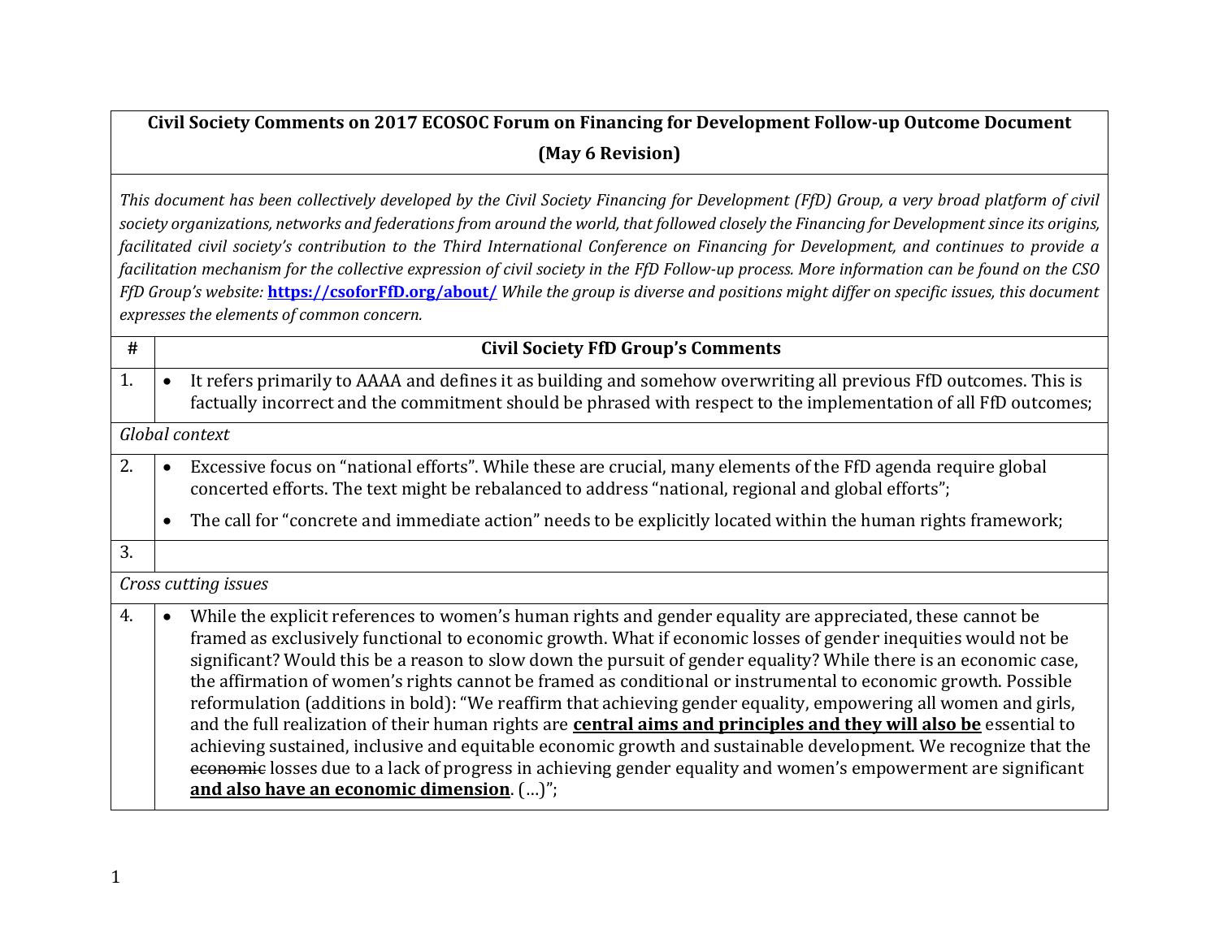| **Civil Society Comments on 2017 ECOSOC Forum on Financing for Development Follow-up Outcome Document (May 6 Revision)** | |
|---|---|
| *This document has been collectively developed by the Civil Society Financing for Development (FfD) Group, a very broad platform of civil society organizations, networks and federations from around the world, that followed closely the Financing for Development since its origins, facilitated civil society's contribution to the Third International Conference on Financing for Development, and continues to provide a facilitation mechanism for the collective expression of civil society in the FfD Follow-up process. More information can be found on the CSO FfD Group's website:* **[https://csoforFfD.org/about/](https://csoforFfD.org/about/)** *While the group is diverse and positions might differ on specific issues, this document expresses the elements of common concern.* | |
| **#** | **Civil Society FfD Group's Comments** |
| 1. | • It refers primarily to AAAA and defines it as building and somehow overwriting all previous FfD outcomes. This is factually incorrect and the commitment should be phrased with respect to the implementation of all FfD outcomes; |
| *Global context* | |
| 2. | • Excessive focus on "national efforts". While these are crucial, many elements of the FfD agenda require global concerted efforts. The text might be rebalanced to address "national, regional and global efforts";<br>• The call for "concrete and immediate action" needs to be explicitly located within the human rights framework; |
| 3. | |
| *Cross cutting issues* | |
| 4. | • While the explicit references to women's human rights and gender equality are appreciated, these cannot be framed as exclusively functional to economic growth. What if economic losses of gender inequities would not be significant? Would this be a reason to slow down the pursuit of gender equality? While there is an economic case, the affirmation of women's rights cannot be framed as conditional or instrumental to economic growth. Possible reformulation (additions in bold): "We reaffirm that achieving gender equality, empowering all women and girls, and the full realization of their human rights are **<u>central aims and principles and they will also be</u>** essential to achieving sustained, inclusive and equitable economic growth and sustainable development. We recognize that the ~~economic~~ losses due to a lack of progress in achieving gender equality and women's empowerment are significant **<u>and also have an economic dimension</u>**. (…)"; |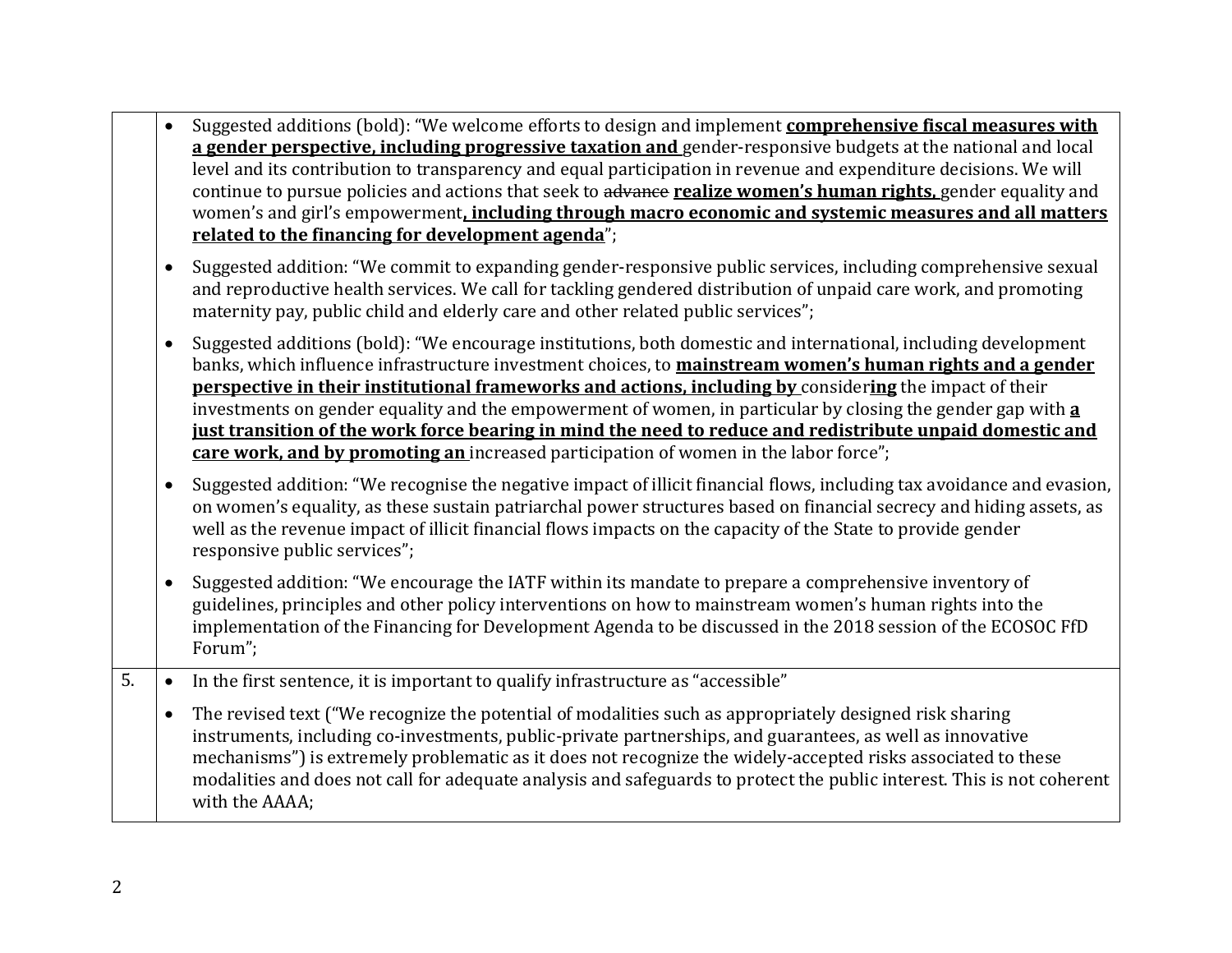| | |
|---|---|
| | • Suggested additions (bold): "We welcome efforts to design and implement <u>**comprehensive fiscal measures with a gender perspective, including progressive taxation and**</u> gender-responsive budgets at the national and local level and its contribution to transparency and equal participation in revenue and expenditure decisions. We will continue to pursue policies and actions that seek to ~~advance~~ <u>**realize women's human rights,**</u> gender equality and women's and girl's empowerment<u>**, including through macro economic and systemic measures and all matters related to the financing for development agenda**</u>";<br><br>• Suggested addition: "We commit to expanding gender-responsive public services, including comprehensive sexual and reproductive health services. We call for tackling gendered distribution of unpaid care work, and promoting maternity pay, public child and elderly care and other related public services";<br><br>• Suggested additions (bold): "We encourage institutions, both domestic and international, including development banks, which influence infrastructure investment choices, to <u>**mainstream women's human rights and a gender perspective in their institutional frameworks and actions, including by**</u> consider<u>**ing**</u> the impact of their investments on gender equality and the empowerment of women, in particular by closing the gender gap with <u>**a just transition of the work force bearing in mind the need to reduce and redistribute unpaid domestic and care work, and by promoting an**</u> increased participation of women in the labor force";<br><br>• Suggested addition: "We recognise the negative impact of illicit financial flows, including tax avoidance and evasion, on women's equality, as these sustain patriarchal power structures based on financial secrecy and hiding assets, as well as the revenue impact of illicit financial flows impacts on the capacity of the State to provide gender responsive public services";<br><br>• Suggested addition: "We encourage the IATF within its mandate to prepare a comprehensive inventory of guidelines, principles and other policy interventions on how to mainstream women's human rights into the implementation of the Financing for Development Agenda to be discussed in the 2018 session of the ECOSOC FfD Forum"; |
| 5. | • In the first sentence, it is important to qualify infrastructure as "accessible"<br><br>• The revised text ("We recognize the potential of modalities such as appropriately designed risk sharing instruments, including co-investments, public-private partnerships, and guarantees, as well as innovative mechanisms") is extremely problematic as it does not recognize the widely-accepted risks associated to these modalities and does not call for adequate analysis and safeguards to protect the public interest. This is not coherent with the AAAA; |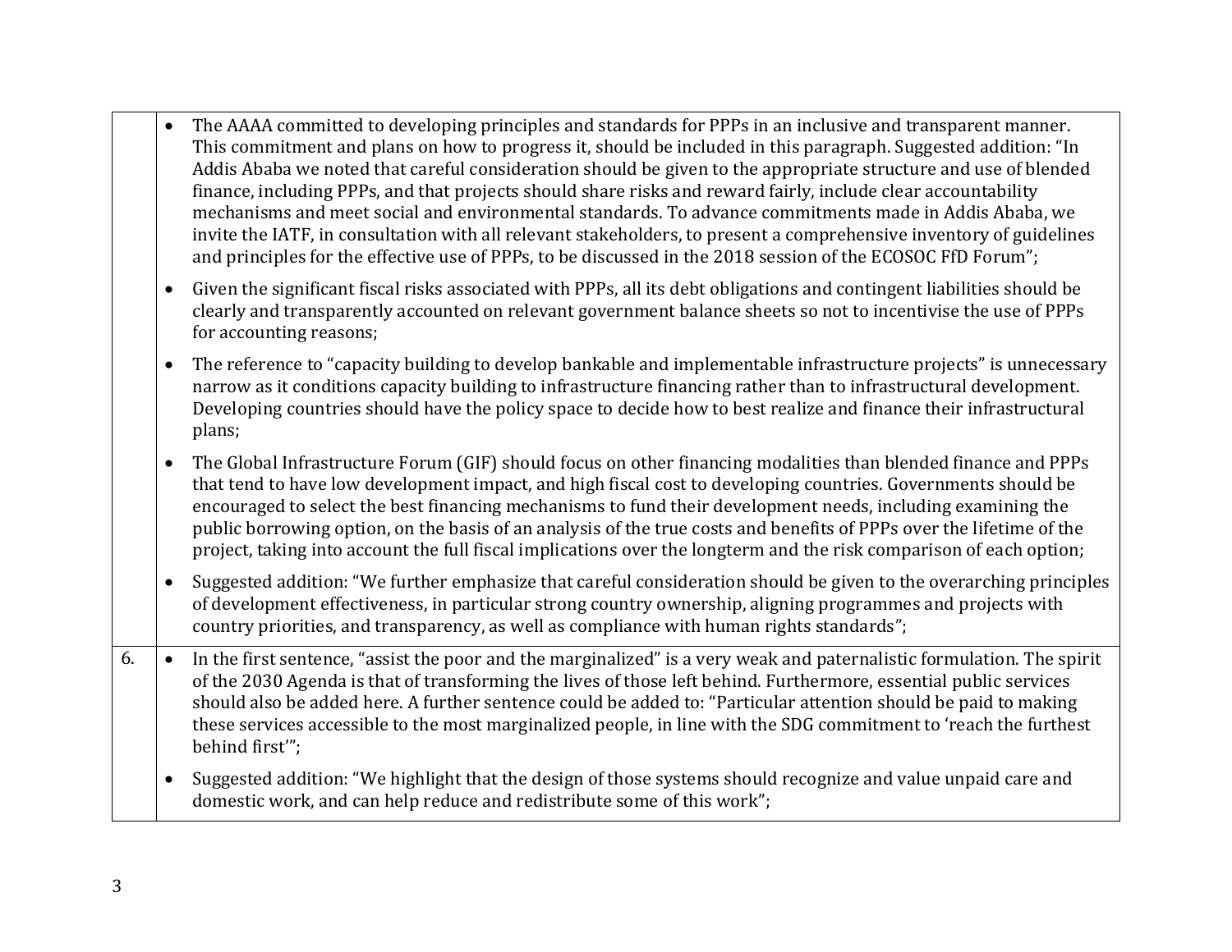| | |
|---|---|
| | • The AAAA committed to developing principles and standards for PPPs in an inclusive and transparent manner. This commitment and plans on how to progress it, should be included in this paragraph. Suggested addition: "In Addis Ababa we noted that careful consideration should be given to the appropriate structure and use of blended finance, including PPPs, and that projects should share risks and reward fairly, include clear accountability mechanisms and meet social and environmental standards. To advance commitments made in Addis Ababa, we invite the IATF, in consultation with all relevant stakeholders, to present a comprehensive inventory of guidelines and principles for the effective use of PPPs, to be discussed in the 2018 session of the ECOSOC FfD Forum";<br><br>• Given the significant fiscal risks associated with PPPs, all its debt obligations and contingent liabilities should be clearly and transparently accounted on relevant government balance sheets so not to incentivise the use of PPPs for accounting reasons;<br><br>• The reference to "capacity building to develop bankable and implementable infrastructure projects" is unnecessary narrow as it conditions capacity building to infrastructure financing rather than to infrastructural development. Developing countries should have the policy space to decide how to best realize and finance their infrastructural plans;<br><br>• The Global Infrastructure Forum (GIF) should focus on other financing modalities than blended finance and PPPs that tend to have low development impact, and high fiscal cost to developing countries. Governments should be encouraged to select the best financing mechanisms to fund their development needs, including examining the public borrowing option, on the basis of an analysis of the true costs and benefits of PPPs over the lifetime of the project, taking into account the full fiscal implications over the longterm and the risk comparison of each option;<br><br>• Suggested addition: "We further emphasize that careful consideration should be given to the overarching principles of development effectiveness, in particular strong country ownership, aligning programmes and projects with country priorities, and transparency, as well as compliance with human rights standards"; |
| 6. | • In the first sentence, "assist the poor and the marginalized" is a very weak and paternalistic formulation. The spirit of the 2030 Agenda is that of transforming the lives of those left behind. Furthermore, essential public services should also be added here. A further sentence could be added to: "Particular attention should be paid to making these services accessible to the most marginalized people, in line with the SDG commitment to 'reach the furthest behind first'";<br><br>• Suggested addition: "We highlight that the design of those systems should recognize and value unpaid care and domestic work, and can help reduce and redistribute some of this work"; |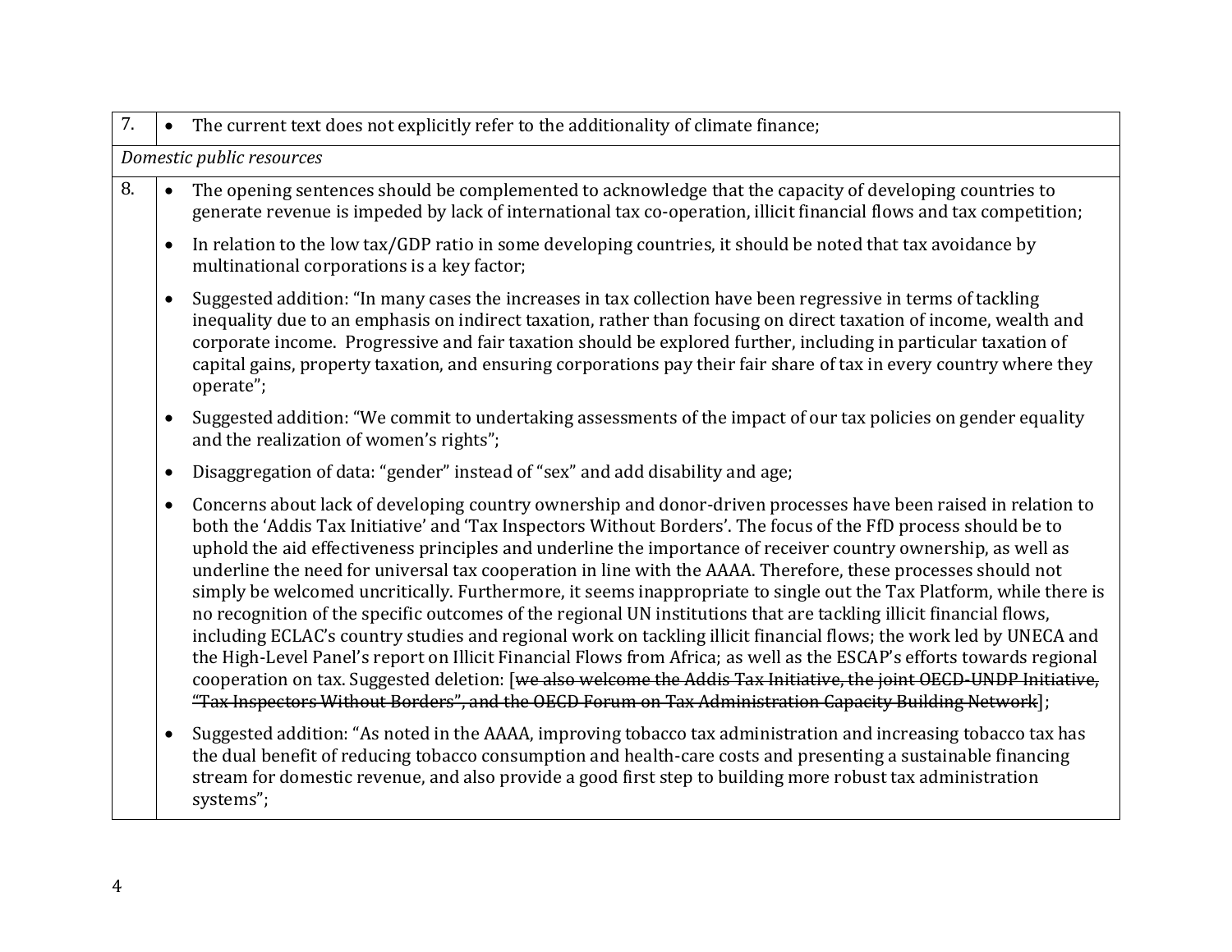| | |
|---|---|
| 7. | • The current text does not explicitly refer to the additionality of climate finance; |
| *Domestic public resources* | |
| 8. | • The opening sentences should be complemented to acknowledge that the capacity of developing countries to generate revenue is impeded by lack of international tax co-operation, illicit financial flows and tax competition;<br><br>• In relation to the low tax/GDP ratio in some developing countries, it should be noted that tax avoidance by multinational corporations is a key factor;<br><br>• Suggested addition: "In many cases the increases in tax collection have been regressive in terms of tackling inequality due to an emphasis on indirect taxation, rather than focusing on direct taxation of income, wealth and corporate income. Progressive and fair taxation should be explored further, including in particular taxation of capital gains, property taxation, and ensuring corporations pay their fair share of tax in every country where they operate";<br><br>• Suggested addition: "We commit to undertaking assessments of the impact of our tax policies on gender equality and the realization of women's rights";<br><br>• Disaggregation of data: "gender" instead of "sex" and add disability and age;<br><br>• Concerns about lack of developing country ownership and donor-driven processes have been raised in relation to both the 'Addis Tax Initiative' and 'Tax Inspectors Without Borders'. The focus of the FfD process should be to uphold the aid effectiveness principles and underline the importance of receiver country ownership, as well as underline the need for universal tax cooperation in line with the AAAA. Therefore, these processes should not simply be welcomed uncritically. Furthermore, it seems inappropriate to single out the Tax Platform, while there is no recognition of the specific outcomes of the regional UN institutions that are tackling illicit financial flows, including ECLAC's country studies and regional work on tackling illicit financial flows; the work led by UNECA and the High-Level Panel's report on Illicit Financial Flows from Africa; as well as the ESCAP's efforts towards regional cooperation on tax. Suggested deletion: [~~we also welcome the Addis Tax Initiative, the joint OECD-UNDP Initiative, "Tax Inspectors Without Borders", and the OECD Forum on Tax Administration Capacity Building Network~~];<br><br>• Suggested addition: "As noted in the AAAA, improving tobacco tax administration and increasing tobacco tax has the dual benefit of reducing tobacco consumption and health-care costs and presenting a sustainable financing stream for domestic revenue, and also provide a good first step to building more robust tax administration systems"; |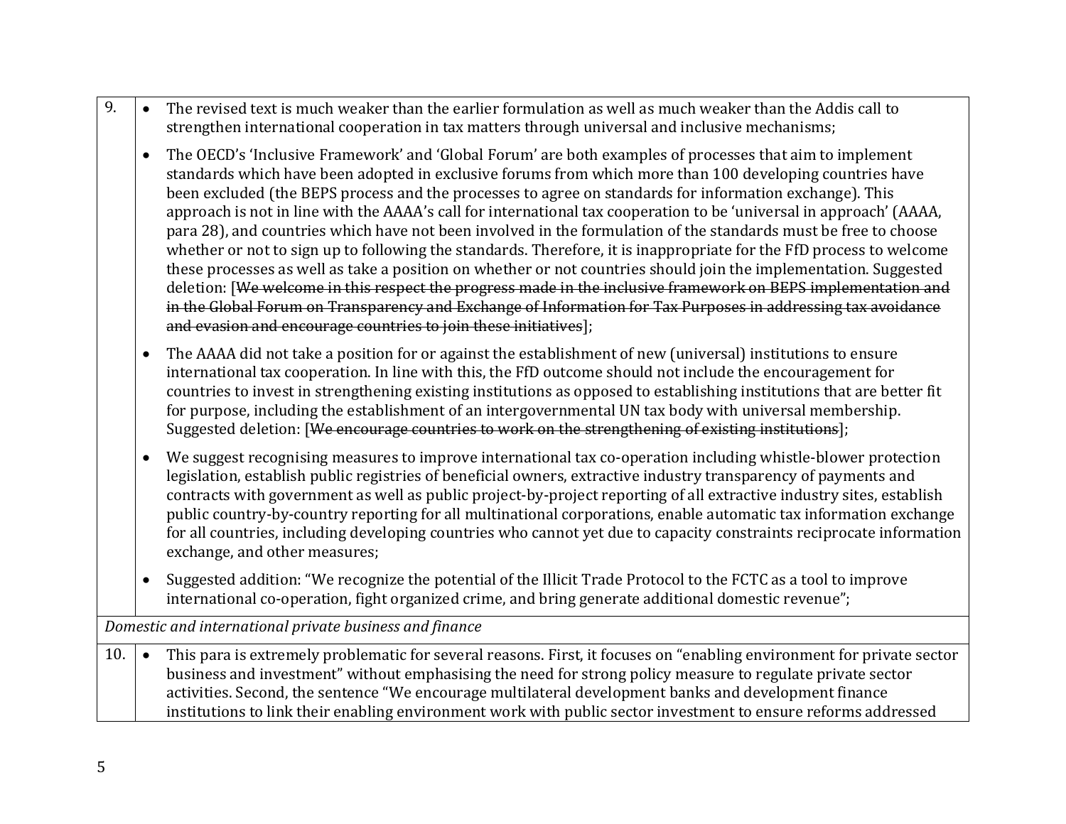| | |
|---|---|
| 9. | • The revised text is much weaker than the earlier formulation as well as much weaker than the Addis call to strengthen international cooperation in tax matters through universal and inclusive mechanisms;<br><br>• The OECD's 'Inclusive Framework' and 'Global Forum' are both examples of processes that aim to implement standards which have been adopted in exclusive forums from which more than 100 developing countries have been excluded (the BEPS process and the processes to agree on standards for information exchange). This approach is not in line with the AAAA's call for international tax cooperation to be 'universal in approach' (AAAA, para 28), and countries which have not been involved in the formulation of the standards must be free to choose whether or not to sign up to following the standards. Therefore, it is inappropriate for the FfD process to welcome these processes as well as take a position on whether or not countries should join the implementation. Suggested deletion: [~~We welcome in this respect the progress made in the inclusive framework on BEPS implementation and in the Global Forum on Transparency and Exchange of Information for Tax Purposes in addressing tax avoidance and evasion and encourage countries to join these initiatives~~];<br><br>• The AAAA did not take a position for or against the establishment of new (universal) institutions to ensure international tax cooperation. In line with this, the FfD outcome should not include the encouragement for countries to invest in strengthening existing institutions as opposed to establishing institutions that are better fit for purpose, including the establishment of an intergovernmental UN tax body with universal membership. Suggested deletion: [~~We encourage countries to work on the strengthening of existing institutions~~];<br><br>• We suggest recognising measures to improve international tax co-operation including whistle-blower protection legislation, establish public registries of beneficial owners, extractive industry transparency of payments and contracts with government as well as public project-by-project reporting of all extractive industry sites, establish public country-by-country reporting for all multinational corporations, enable automatic tax information exchange for all countries, including developing countries who cannot yet due to capacity constraints reciprocate information exchange, and other measures;<br><br>• Suggested addition: "We recognize the potential of the Illicit Trade Protocol to the FCTC as a tool to improve international co-operation, fight organized crime, and bring generate additional domestic revenue"; |
| *Domestic and international private business and finance* | |
| 10. | • This para is extremely problematic for several reasons. First, it focuses on "enabling environment for private sector business and investment" without emphasising the need for strong policy measure to regulate private sector activities. Second, the sentence "We encourage multilateral development banks and development finance institutions to link their enabling environment work with public sector investment to ensure reforms addressed |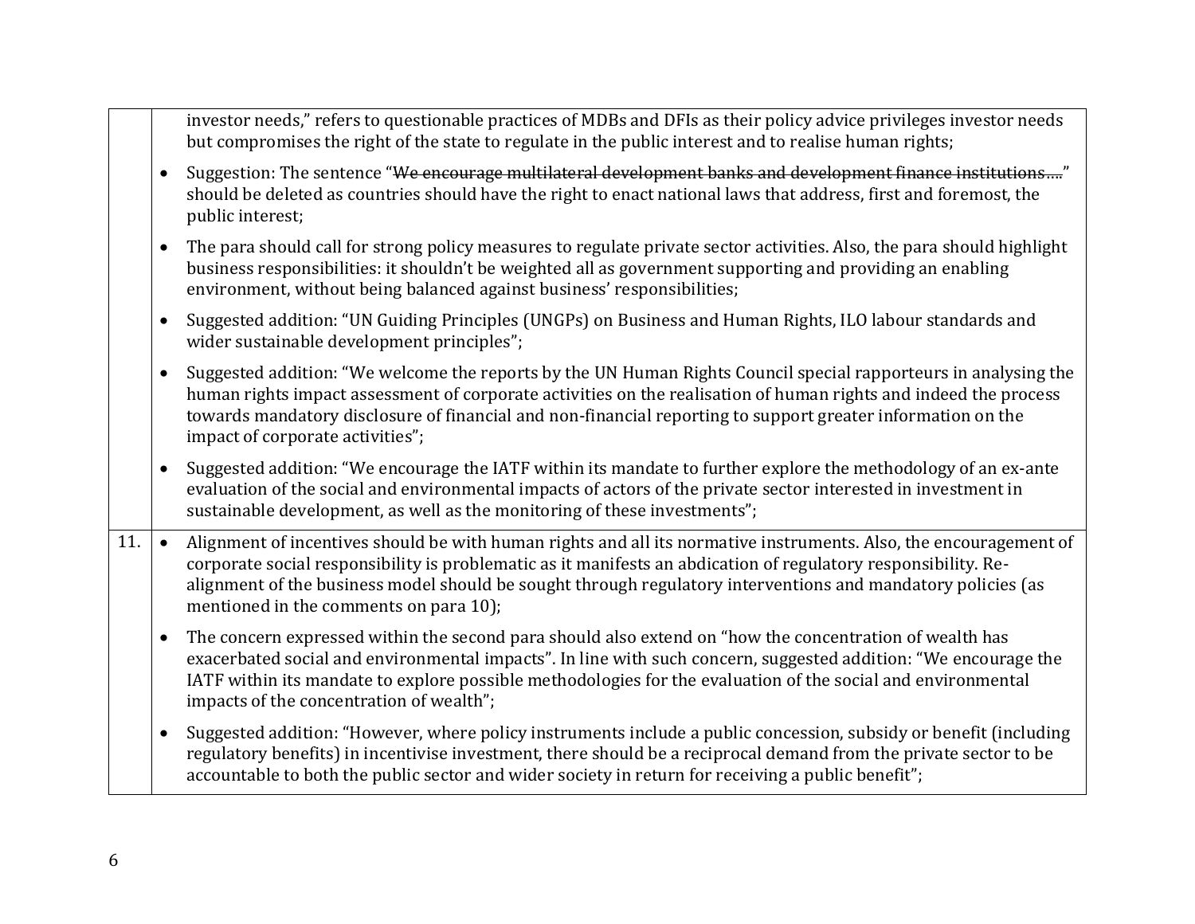| | |
|---|---|
| | investor needs," refers to questionable practices of MDBs and DFIs as their policy advice privileges investor needs but compromises the right of the state to regulate in the public interest and to realise human rights;<br>• Suggestion: The sentence "~~We encourage multilateral development banks and development finance institutions….~~" should be deleted as countries should have the right to enact national laws that address, first and foremost, the public interest;<br>• The para should call for strong policy measures to regulate private sector activities. Also, the para should highlight business responsibilities: it shouldn't be weighted all as government supporting and providing an enabling environment, without being balanced against business' responsibilities;<br>• Suggested addition: "UN Guiding Principles (UNGPs) on Business and Human Rights, ILO labour standards and wider sustainable development principles";<br>• Suggested addition: "We welcome the reports by the UN Human Rights Council special rapporteurs in analysing the human rights impact assessment of corporate activities on the realisation of human rights and indeed the process towards mandatory disclosure of financial and non-financial reporting to support greater information on the impact of corporate activities";<br>• Suggested addition: "We encourage the IATF within its mandate to further explore the methodology of an ex-ante evaluation of the social and environmental impacts of actors of the private sector interested in investment in sustainable development, as well as the monitoring of these investments"; |
| 11. | • Alignment of incentives should be with human rights and all its normative instruments. Also, the encouragement of corporate social responsibility is problematic as it manifests an abdication of regulatory responsibility. Re-alignment of the business model should be sought through regulatory interventions and mandatory policies (as mentioned in the comments on para 10);<br>• The concern expressed within the second para should also extend on "how the concentration of wealth has exacerbated social and environmental impacts". In line with such concern, suggested addition: "We encourage the IATF within its mandate to explore possible methodologies for the evaluation of the social and environmental impacts of the concentration of wealth";<br>• Suggested addition: "However, where policy instruments include a public concession, subsidy or benefit (including regulatory benefits) in incentivise investment, there should be a reciprocal demand from the private sector to be accountable to both the public sector and wider society in return for receiving a public benefit"; |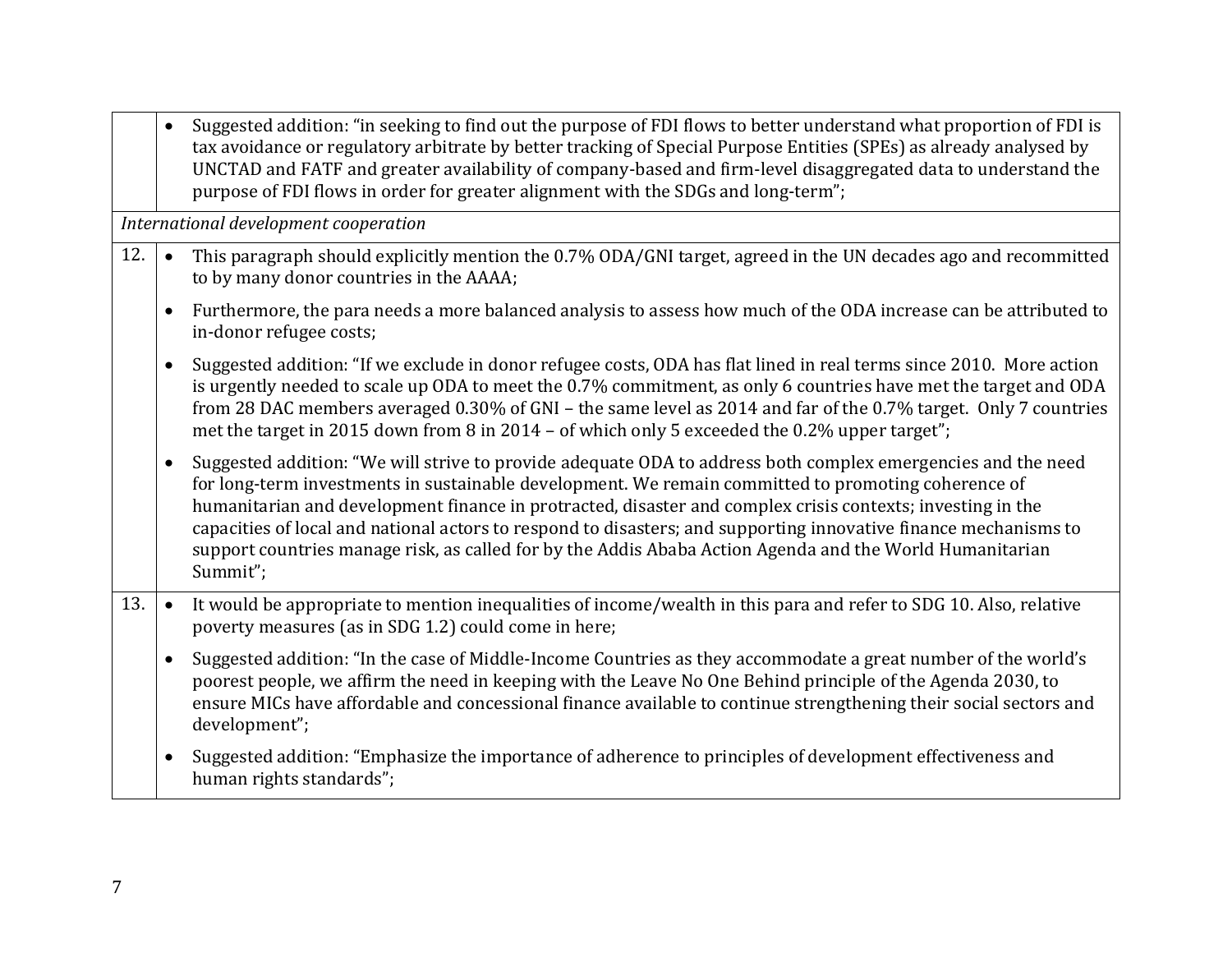| | |
|---|---|
| | • Suggested addition: "in seeking to find out the purpose of FDI flows to better understand what proportion of FDI is tax avoidance or regulatory arbitrate by better tracking of Special Purpose Entities (SPEs) as already analysed by UNCTAD and FATF and greater availability of company-based and firm-level disaggregated data to understand the purpose of FDI flows in order for greater alignment with the SDGs and long-term"; |
| *International development cooperation* | |
| 12. | • This paragraph should explicitly mention the 0.7% ODA/GNI target, agreed in the UN decades ago and recommitted to by many donor countries in the AAAA;<br>• Furthermore, the para needs a more balanced analysis to assess how much of the ODA increase can be attributed to in-donor refugee costs;<br>• Suggested addition: "If we exclude in donor refugee costs, ODA has flat lined in real terms since 2010. More action is urgently needed to scale up ODA to meet the 0.7% commitment, as only 6 countries have met the target and ODA from 28 DAC members averaged 0.30% of GNI – the same level as 2014 and far of the 0.7% target. Only 7 countries met the target in 2015 down from 8 in 2014 – of which only 5 exceeded the 0.2% upper target";<br>• Suggested addition: "We will strive to provide adequate ODA to address both complex emergencies and the need for long-term investments in sustainable development. We remain committed to promoting coherence of humanitarian and development finance in protracted, disaster and complex crisis contexts; investing in the capacities of local and national actors to respond to disasters; and supporting innovative finance mechanisms to support countries manage risk, as called for by the Addis Ababa Action Agenda and the World Humanitarian Summit"; |
| 13. | • It would be appropriate to mention inequalities of income/wealth in this para and refer to SDG 10. Also, relative poverty measures (as in SDG 1.2) could come in here;<br>• Suggested addition: "In the case of Middle-Income Countries as they accommodate a great number of the world's poorest people, we affirm the need in keeping with the Leave No One Behind principle of the Agenda 2030, to ensure MICs have affordable and concessional finance available to continue strengthening their social sectors and development";<br>• Suggested addition: "Emphasize the importance of adherence to principles of development effectiveness and human rights standards"; |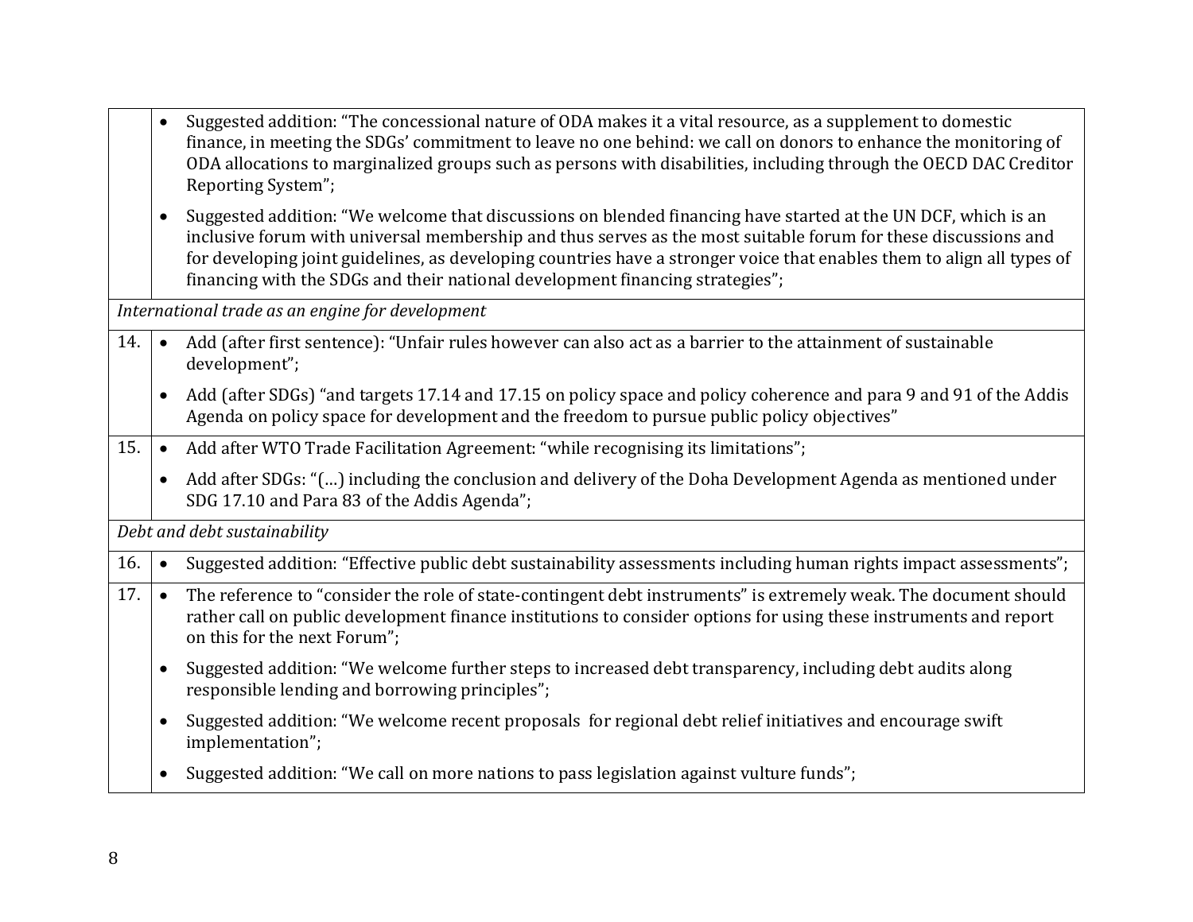| | |
|---|---|
| | • Suggested addition: "The concessional nature of ODA makes it a vital resource, as a supplement to domestic finance, in meeting the SDGs' commitment to leave no one behind: we call on donors to enhance the monitoring of ODA allocations to marginalized groups such as persons with disabilities, including through the OECD DAC Creditor Reporting System";<br>• Suggested addition: "We welcome that discussions on blended financing have started at the UN DCF, which is an inclusive forum with universal membership and thus serves as the most suitable forum for these discussions and for developing joint guidelines, as developing countries have a stronger voice that enables them to align all types of financing with the SDGs and their national development financing strategies"; |
| *International trade as an engine for development* | |
| 14. | • Add (after first sentence): "Unfair rules however can also act as a barrier to the attainment of sustainable development";<br>• Add (after SDGs) "and targets 17.14 and 17.15 on policy space and policy coherence and para 9 and 91 of the Addis Agenda on policy space for development and the freedom to pursue public policy objectives" |
| 15. | • Add after WTO Trade Facilitation Agreement: "while recognising its limitations";<br>• Add after SDGs: "(…) including the conclusion and delivery of the Doha Development Agenda as mentioned under SDG 17.10 and Para 83 of the Addis Agenda"; |
| *Debt and debt sustainability* | |
| 16. | • Suggested addition: "Effective public debt sustainability assessments including human rights impact assessments"; |
| 17. | • The reference to "consider the role of state-contingent debt instruments" is extremely weak. The document should rather call on public development finance institutions to consider options for using these instruments and report on this for the next Forum";<br>• Suggested addition: "We welcome further steps to increased debt transparency, including debt audits along responsible lending and borrowing principles";<br>• Suggested addition: "We welcome recent proposals for regional debt relief initiatives and encourage swift implementation";<br>• Suggested addition: "We call on more nations to pass legislation against vulture funds"; |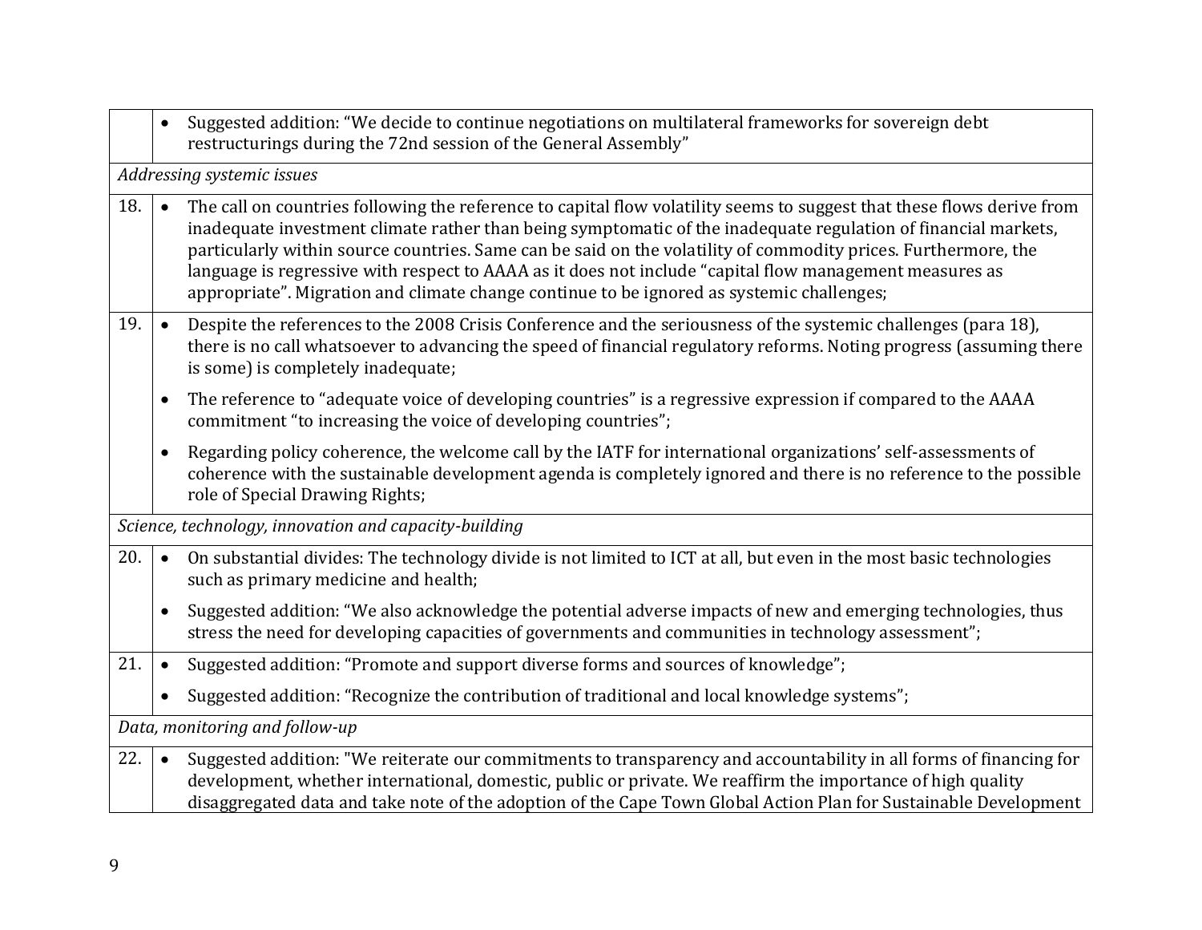| | |
|---|---|
| | • Suggested addition: "We decide to continue negotiations on multilateral frameworks for sovereign debt restructurings during the 72nd session of the General Assembly" |
| *Addressing systemic issues* | |
| 18. | • The call on countries following the reference to capital flow volatility seems to suggest that these flows derive from inadequate investment climate rather than being symptomatic of the inadequate regulation of financial markets, particularly within source countries. Same can be said on the volatility of commodity prices. Furthermore, the language is regressive with respect to AAAA as it does not include "capital flow management measures as appropriate". Migration and climate change continue to be ignored as systemic challenges; |
| 19. | • Despite the references to the 2008 Crisis Conference and the seriousness of the systemic challenges (para 18), there is no call whatsoever to advancing the speed of financial regulatory reforms. Noting progress (assuming there is some) is completely inadequate;<br>• The reference to "adequate voice of developing countries" is a regressive expression if compared to the AAAA commitment "to increasing the voice of developing countries";<br>• Regarding policy coherence, the welcome call by the IATF for international organizations' self-assessments of coherence with the sustainable development agenda is completely ignored and there is no reference to the possible role of Special Drawing Rights; |
| *Science, technology, innovation and capacity-building* | |
| 20. | • On substantial divides: The technology divide is not limited to ICT at all, but even in the most basic technologies such as primary medicine and health;<br>• Suggested addition: "We also acknowledge the potential adverse impacts of new and emerging technologies, thus stress the need for developing capacities of governments and communities in technology assessment"; |
| 21. | • Suggested addition: "Promote and support diverse forms and sources of knowledge";<br>• Suggested addition: "Recognize the contribution of traditional and local knowledge systems"; |
| *Data, monitoring and follow-up* | |
| 22. | • Suggested addition: "We reiterate our commitments to transparency and accountability in all forms of financing for development, whether international, domestic, public or private. We reaffirm the importance of high quality disaggregated data and take note of the adoption of the Cape Town Global Action Plan for Sustainable Development |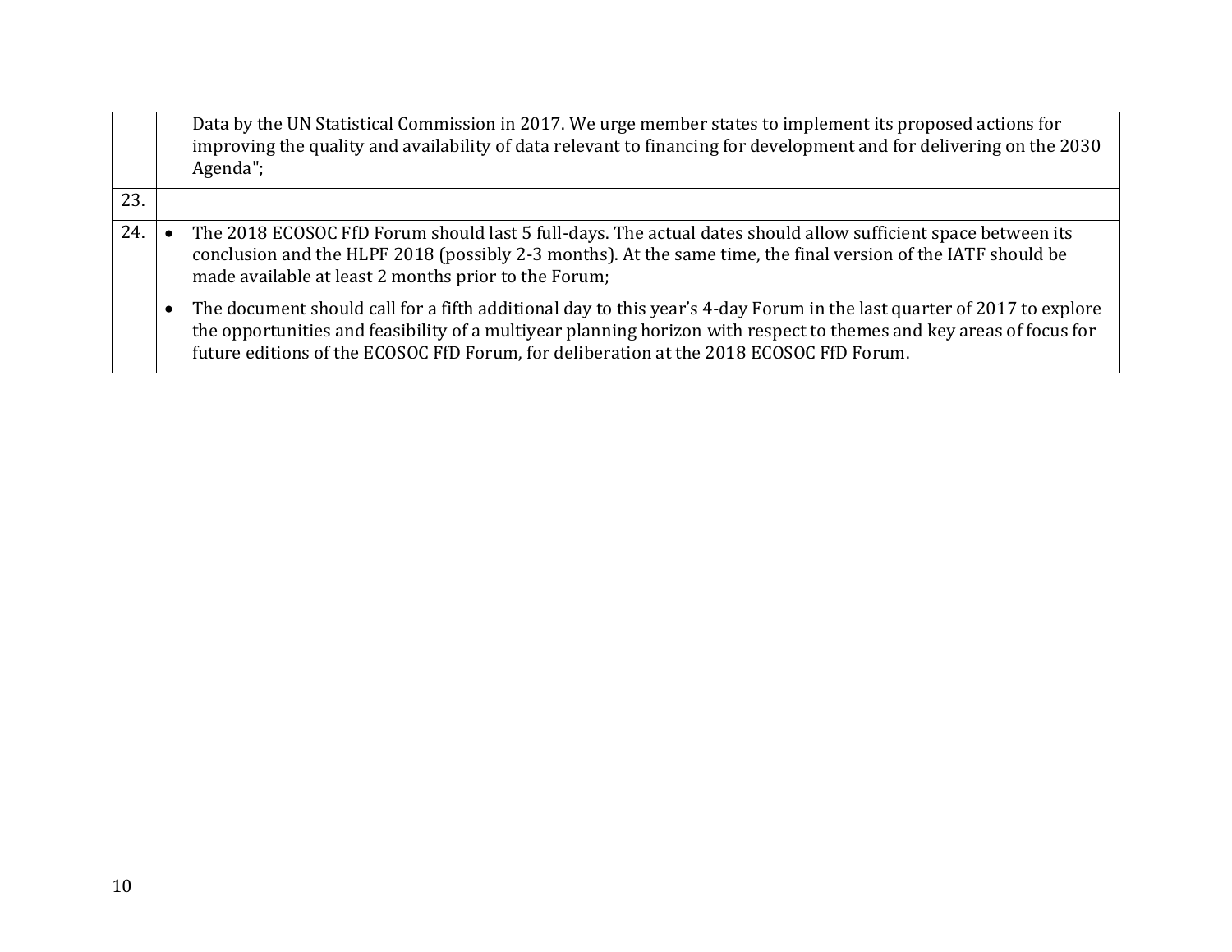| | |
|---|---|
| | Data by the UN Statistical Commission in 2017. We urge member states to implement its proposed actions for improving the quality and availability of data relevant to financing for development and for delivering on the 2030 Agenda"; |
| 23. | |
| 24. | • The 2018 ECOSOC FfD Forum should last 5 full-days. The actual dates should allow sufficient space between its conclusion and the HLPF 2018 (possibly 2-3 months). At the same time, the final version of the IATF should be made available at least 2 months prior to the Forum;<br>• The document should call for a fifth additional day to this year's 4-day Forum in the last quarter of 2017 to explore the opportunities and feasibility of a multiyear planning horizon with respect to themes and key areas of focus for future editions of the ECOSOC FfD Forum, for deliberation at the 2018 ECOSOC FfD Forum. |